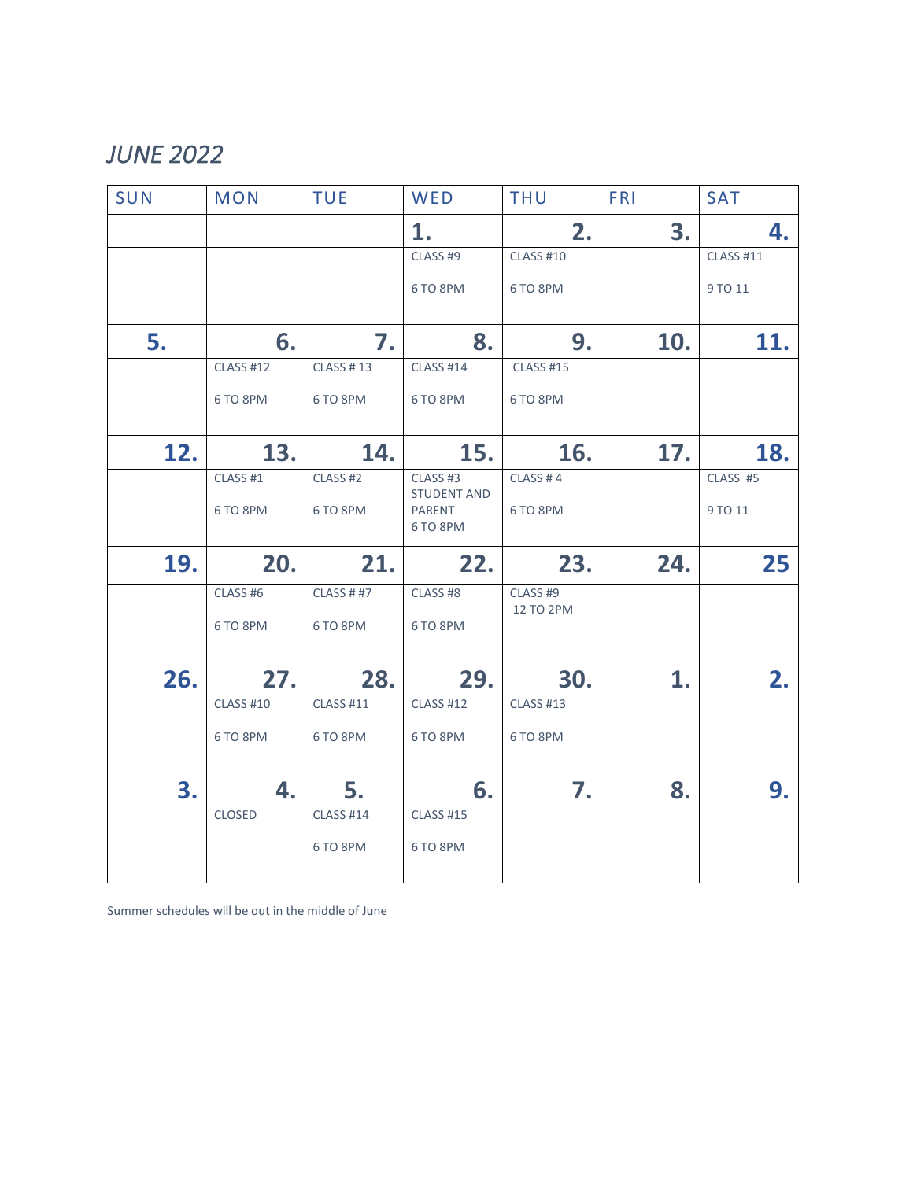# *JUNE 2022*

| SUN | MON | TUE | WED | THU | FRI | SAT |
|---|---|---|---|---|---|---|
| | | | 1. | 2. | 3. | 4. |
| | | | CLASS #9<br><br>6 TO 8PM | CLASS #10<br><br>6 TO 8PM | | CLASS #11<br><br>9 TO 11 |
| 5. | 6. | 7. | 8. | 9. | 10. | 11. |
| | CLASS #12<br><br>6 TO 8PM | CLASS # 13<br><br>6 TO 8PM | CLASS #14<br><br>6 TO 8PM | CLASS #15<br><br>6 TO 8PM | | |
| 12. | 13. | 14. | 15. | 16. | 17. | 18. |
| | CLASS #1<br><br>6 TO 8PM | CLASS #2<br><br>6 TO 8PM | CLASS #3<br>STUDENT AND PARENT<br>6 TO 8PM | CLASS # 4<br><br>6 TO 8PM | | CLASS #5<br><br>9 TO 11 |
| 19. | 20. | 21. | 22. | 23. | 24. | 25 |
| | CLASS #6<br><br>6 TO 8PM | CLASS # #7<br><br>6 TO 8PM | CLASS #8<br><br>6 TO 8PM | CLASS #9<br>12 TO 2PM | | |
| 26. | 27. | 28. | 29. | 30. | 1. | 2. |
| | CLASS #10<br><br>6 TO 8PM | CLASS #11<br><br>6 TO 8PM | CLASS #12<br><br>6 TO 8PM | CLASS #13<br><br>6 TO 8PM | | |
| 3. | 4. | 5. | 6. | 7. | 8. | 9. |
| | CLOSED | CLASS #14<br><br>6 TO 8PM | CLASS #15<br><br>6 TO 8PM | | | |

Summer schedules will be out in the middle of June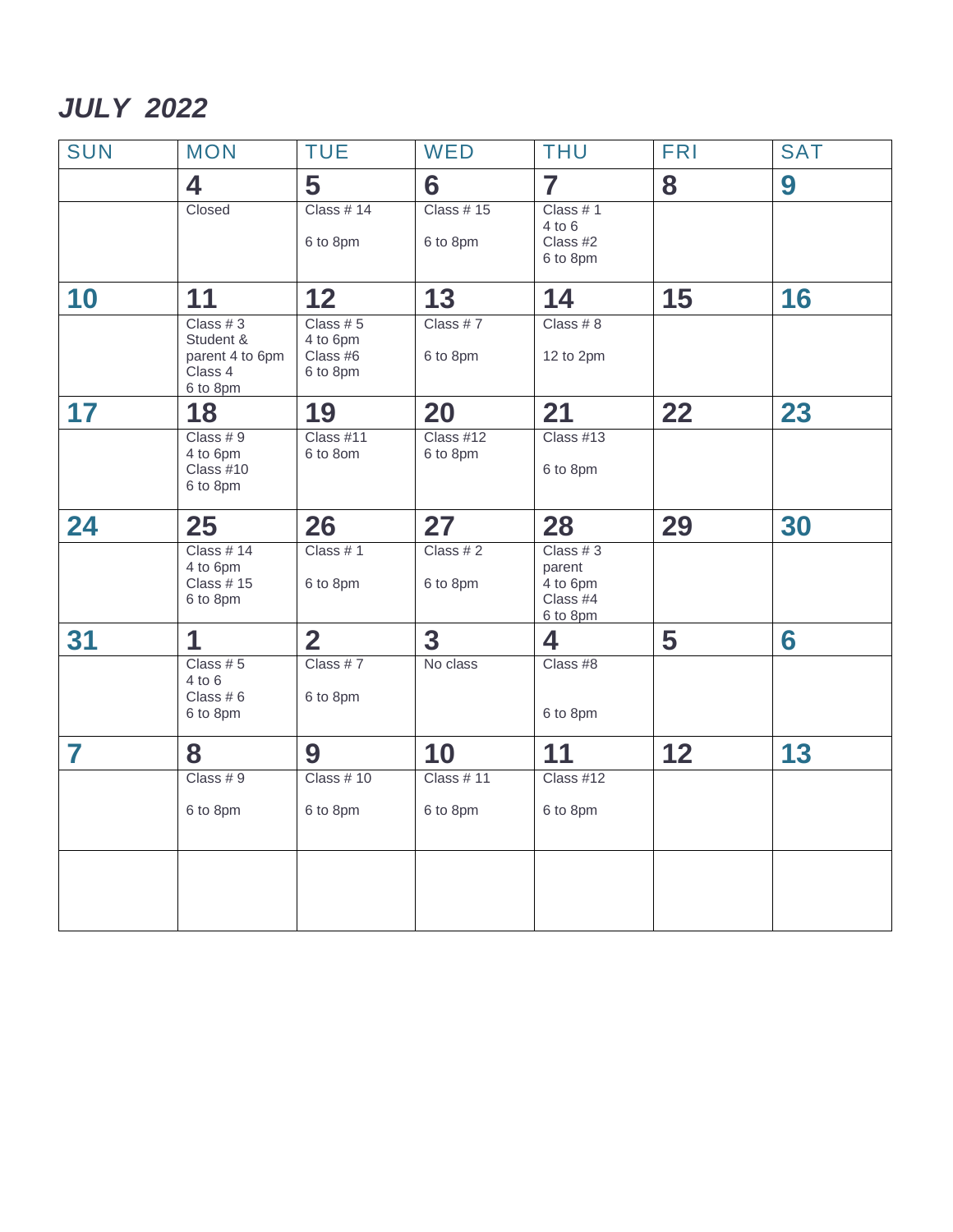# JULY 2022

| SUN | MON | TUE | WED | THU | FRI | SAT |
|---|---|---|---|---|---|---|
| | 4 | 5 | 6 | 7 | 8 | 9 |
| | Closed | Class # 14<br><br>6 to 8pm | Class # 15<br><br>6 to 8pm | Class # 1<br>4 to 6<br>Class #2<br>6 to 8pm | | |
| 10 | 11 | 12 | 13 | 14 | 15 | 16 |
| | Class # 3<br>Student & parent 4 to 6pm<br>Class 4<br>6 to 8pm | Class # 5<br>4 to 6pm<br>Class #6<br>6 to 8pm | Class # 7<br><br>6 to 8pm | Class # 8<br><br>12 to 2pm | | |
| 17 | 18 | 19 | 20 | 21 | 22 | 23 |
| | Class # 9<br>4 to 6pm<br>Class #10<br>6 to 8pm | Class #11<br>6 to 8om | Class #12<br>6 to 8pm | Class #13<br><br>6 to 8pm | | |
| 24 | 25 | 26 | 27 | 28 | 29 | 30 |
| | Class # 14<br>4 to 6pm<br>Class # 15<br>6 to 8pm | Class # 1<br><br>6 to 8pm | Class # 2<br><br>6 to 8pm | Class # 3<br>parent<br>4 to 6pm<br>Class #4<br>6 to 8pm | | |
| 31 | 1 | 2 | 3 | 4 | 5 | 6 |
| | Class # 5<br>4 to 6<br>Class # 6<br>6 to 8pm | Class # 7<br><br>6 to 8pm | No class | Class #8<br><br>6 to 8pm | | |
| 7 | 8 | 9 | 10 | 11 | 12 | 13 |
| | Class # 9<br><br>6 to 8pm | Class # 10<br><br>6 to 8pm | Class # 11<br><br>6 to 8pm | Class #12<br><br>6 to 8pm | | |
| | | | | | | |